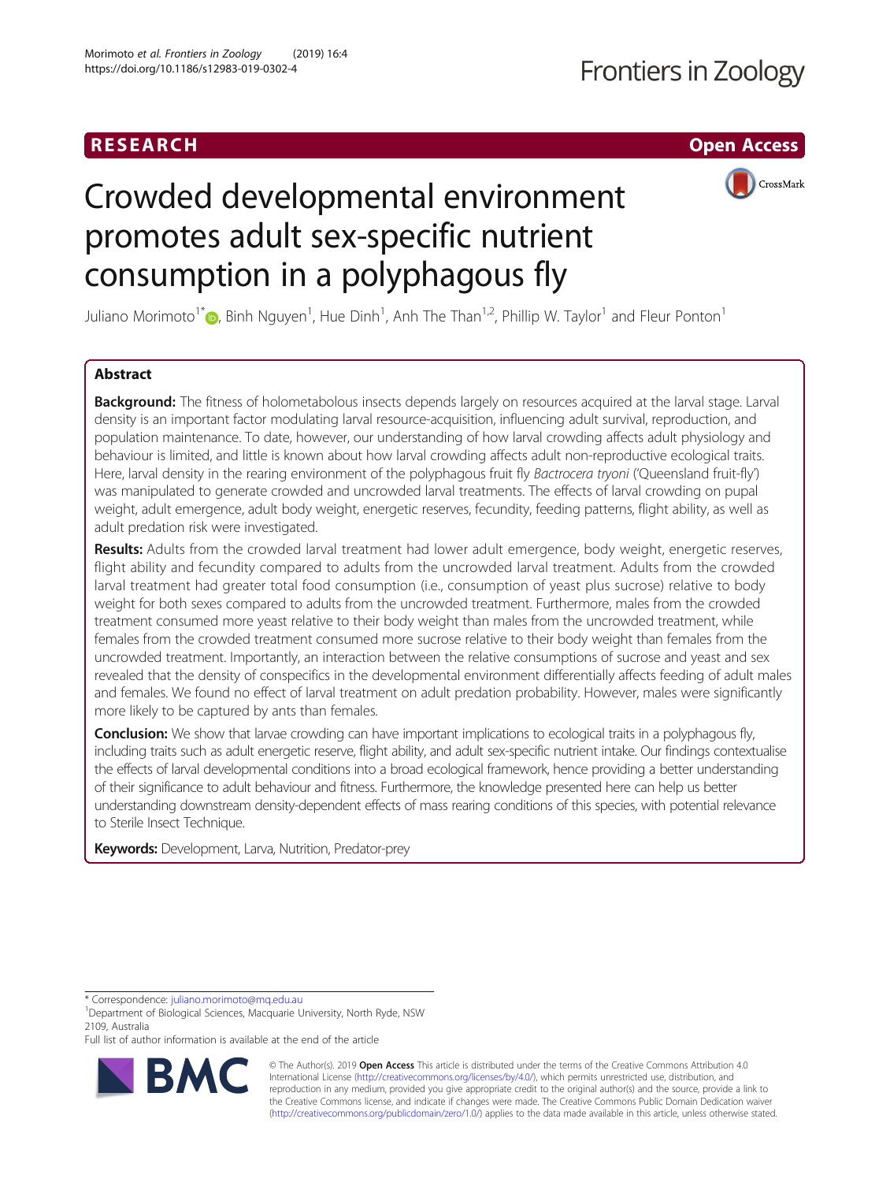RESEARCH

Open Access

# Crowded developmental environment promotes adult sex-specific nutrient consumption in a polyphagous fly

Juliano Morimoto[1*], Binh Nguyen[1], Hue Dinh[1], Anh The Than[1,2], Phillip W. Taylor[1] and Fleur Ponton[1]

## Abstract

**Background:** The fitness of holometabolous insects depends largely on resources acquired at the larval stage. Larval density is an important factor modulating larval resource-acquisition, influencing adult survival, reproduction, and population maintenance. To date, however, our understanding of how larval crowding affects adult physiology and behaviour is limited, and little is known about how larval crowding affects adult non-reproductive ecological traits. Here, larval density in the rearing environment of the polyphagous fruit fly *Bactrocera tryoni* ('Queensland fruit-fly') was manipulated to generate crowded and uncrowded larval treatments. The effects of larval crowding on pupal weight, adult emergence, adult body weight, energetic reserves, fecundity, feeding patterns, flight ability, as well as adult predation risk were investigated.

**Results:** Adults from the crowded larval treatment had lower adult emergence, body weight, energetic reserves, flight ability and fecundity compared to adults from the uncrowded larval treatment. Adults from the crowded larval treatment had greater total food consumption (i.e., consumption of yeast plus sucrose) relative to body weight for both sexes compared to adults from the uncrowded treatment. Furthermore, males from the crowded treatment consumed more yeast relative to their body weight than males from the uncrowded treatment, while females from the crowded treatment consumed more sucrose relative to their body weight than females from the uncrowded treatment. Importantly, an interaction between the relative consumptions of sucrose and yeast and sex revealed that the density of conspecifics in the developmental environment differentially affects feeding of adult males and females. We found no effect of larval treatment on adult predation probability. However, males were significantly more likely to be captured by ants than females.

**Conclusion:** We show that larvae crowding can have important implications to ecological traits in a polyphagous fly, including traits such as adult energetic reserve, flight ability, and adult sex-specific nutrient intake. Our findings contextualise the effects of larval developmental conditions into a broad ecological framework, hence providing a better understanding of their significance to adult behaviour and fitness. Furthermore, the knowledge presented here can help us better understanding downstream density-dependent effects of mass rearing conditions of this species, with potential relevance to Sterile Insect Technique.

**Keywords:** Development, Larva, Nutrition, Predator-prey

* Correspondence: juliano.morimoto@mq.edu.au
[1]Department of Biological Sciences, Macquarie University, North Ryde, NSW 2109, Australia
Full list of author information is available at the end of the article

© The Author(s). 2019 **Open Access** This article is distributed under the terms of the Creative Commons Attribution 4.0 International License (http://creativecommons.org/licenses/by/4.0/), which permits unrestricted use, distribution, and reproduction in any medium, provided you give appropriate credit to the original author(s) and the source, provide a link to the Creative Commons license, and indicate if changes were made. The Creative Commons Public Domain Dedication waiver (http://creativecommons.org/publicdomain/zero/1.0/) applies to the data made available in this article, unless otherwise stated.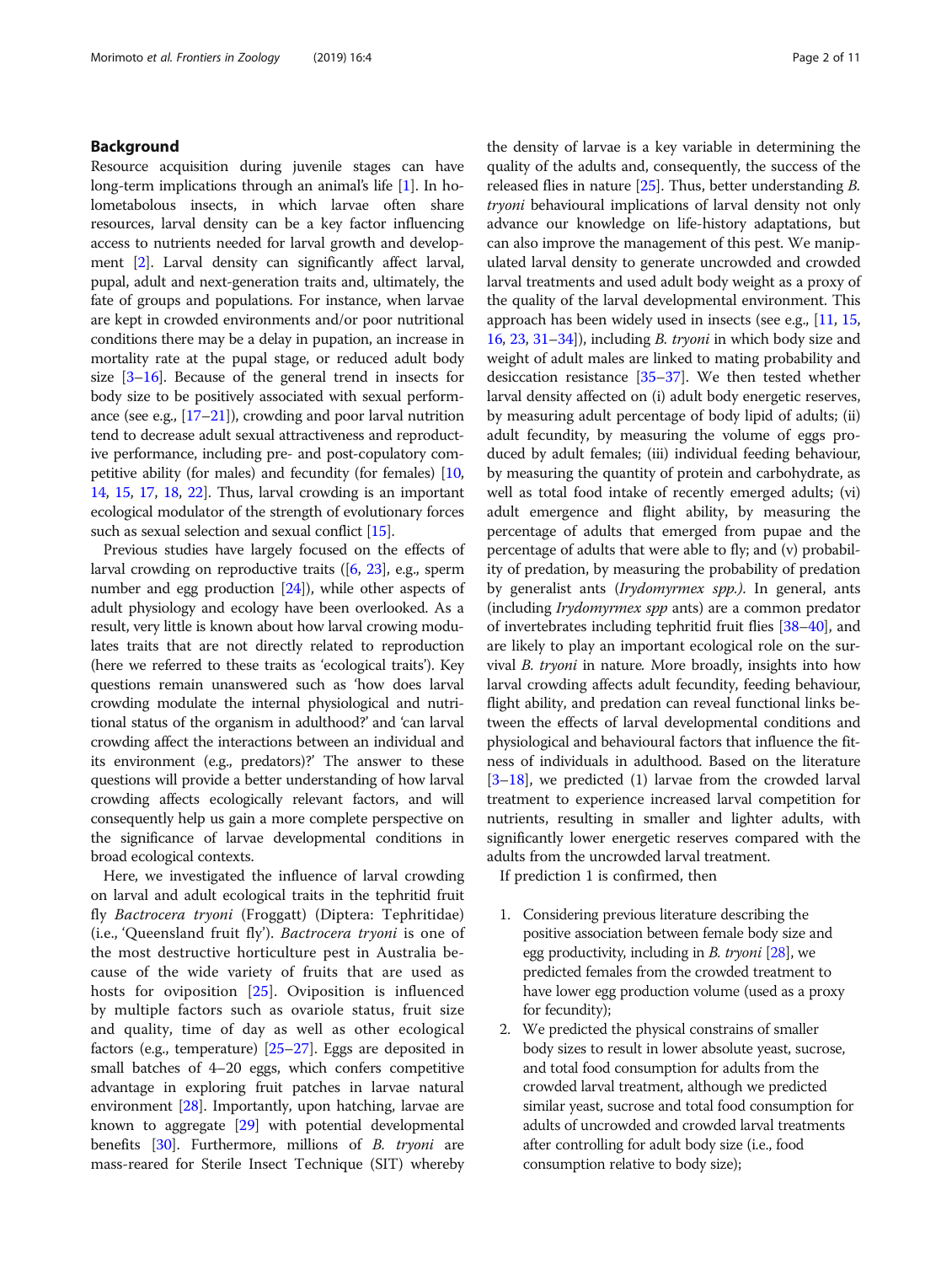## Background

Resource acquisition during juvenile stages can have long-term implications through an animal's life [1]. In holometabolous insects, in which larvae often share resources, larval density can be a key factor influencing access to nutrients needed for larval growth and development [2]. Larval density can significantly affect larval, pupal, adult and next-generation traits and, ultimately, the fate of groups and populations. For instance, when larvae are kept in crowded environments and/or poor nutritional conditions there may be a delay in pupation, an increase in mortality rate at the pupal stage, or reduced adult body size [3–16]. Because of the general trend in insects for body size to be positively associated with sexual performance (see e.g., [17–21]), crowding and poor larval nutrition tend to decrease adult sexual attractiveness and reproductive performance, including pre- and post-copulatory competitive ability (for males) and fecundity (for females) [10, 14, 15, 17, 18, 22]. Thus, larval crowding is an important ecological modulator of the strength of evolutionary forces such as sexual selection and sexual conflict [15].

Previous studies have largely focused on the effects of larval crowding on reproductive traits ([6, 23], e.g., sperm number and egg production [24]), while other aspects of adult physiology and ecology have been overlooked. As a result, very little is known about how larval crowing modulates traits that are not directly related to reproduction (here we referred to these traits as 'ecological traits'). Key questions remain unanswered such as 'how does larval crowding modulate the internal physiological and nutritional status of the organism in adulthood?' and 'can larval crowding affect the interactions between an individual and its environment (e.g., predators)?' The answer to these questions will provide a better understanding of how larval crowding affects ecologically relevant factors, and will consequently help us gain a more complete perspective on the significance of larvae developmental conditions in broad ecological contexts.

Here, we investigated the influence of larval crowding on larval and adult ecological traits in the tephritid fruit fly *Bactrocera tryoni* (Froggatt) (Diptera: Tephritidae) (i.e., 'Queensland fruit fly'). *Bactrocera tryoni* is one of the most destructive horticulture pest in Australia because of the wide variety of fruits that are used as hosts for oviposition [25]. Oviposition is influenced by multiple factors such as ovariole status, fruit size and quality, time of day as well as other ecological factors (e.g., temperature) [25–27]. Eggs are deposited in small batches of 4–20 eggs, which confers competitive advantage in exploring fruit patches in larvae natural environment [28]. Importantly, upon hatching, larvae are known to aggregate [29] with potential developmental benefits [30]. Furthermore, millions of *B. tryoni* are mass-reared for Sterile Insect Technique (SIT) whereby the density of larvae is a key variable in determining the quality of the adults and, consequently, the success of the released flies in nature [25]. Thus, better understanding *B. tryoni* behavioural implications of larval density not only advance our knowledge on life-history adaptations, but can also improve the management of this pest. We manipulated larval density to generate uncrowded and crowded larval treatments and used adult body weight as a proxy of the quality of the larval developmental environment. This approach has been widely used in insects (see e.g., [11, 15, 16, 23, 31–34]), including *B. tryoni* in which body size and weight of adult males are linked to mating probability and desiccation resistance [35–37]. We then tested whether larval density affected on (i) adult body energetic reserves, by measuring adult percentage of body lipid of adults; (ii) adult fecundity, by measuring the volume of eggs produced by adult females; (iii) individual feeding behaviour, by measuring the quantity of protein and carbohydrate, as well as total food intake of recently emerged adults; (vi) adult emergence and flight ability, by measuring the percentage of adults that emerged from pupae and the percentage of adults that were able to fly; and (v) probability of predation, by measuring the probability of predation by generalist ants (*Irydomyrmex spp.).* In general, ants (including *Irydomyrmex spp* ants) are a common predator of invertebrates including tephritid fruit flies [38–40], and are likely to play an important ecological role on the survival *B. tryoni* in nature*.* More broadly, insights into how larval crowding affects adult fecundity, feeding behaviour, flight ability, and predation can reveal functional links between the effects of larval developmental conditions and physiological and behavioural factors that influence the fitness of individuals in adulthood. Based on the literature [3–18], we predicted (1) larvae from the crowded larval treatment to experience increased larval competition for nutrients, resulting in smaller and lighter adults, with significantly lower energetic reserves compared with the adults from the uncrowded larval treatment.

If prediction 1 is confirmed, then

1. Considering previous literature describing the positive association between female body size and egg productivity, including in *B. tryoni* [28], we predicted females from the crowded treatment to have lower egg production volume (used as a proxy for fecundity);
2. We predicted the physical constrains of smaller body sizes to result in lower absolute yeast, sucrose, and total food consumption for adults from the crowded larval treatment, although we predicted similar yeast, sucrose and total food consumption for adults of uncrowded and crowded larval treatments after controlling for adult body size (i.e., food consumption relative to body size);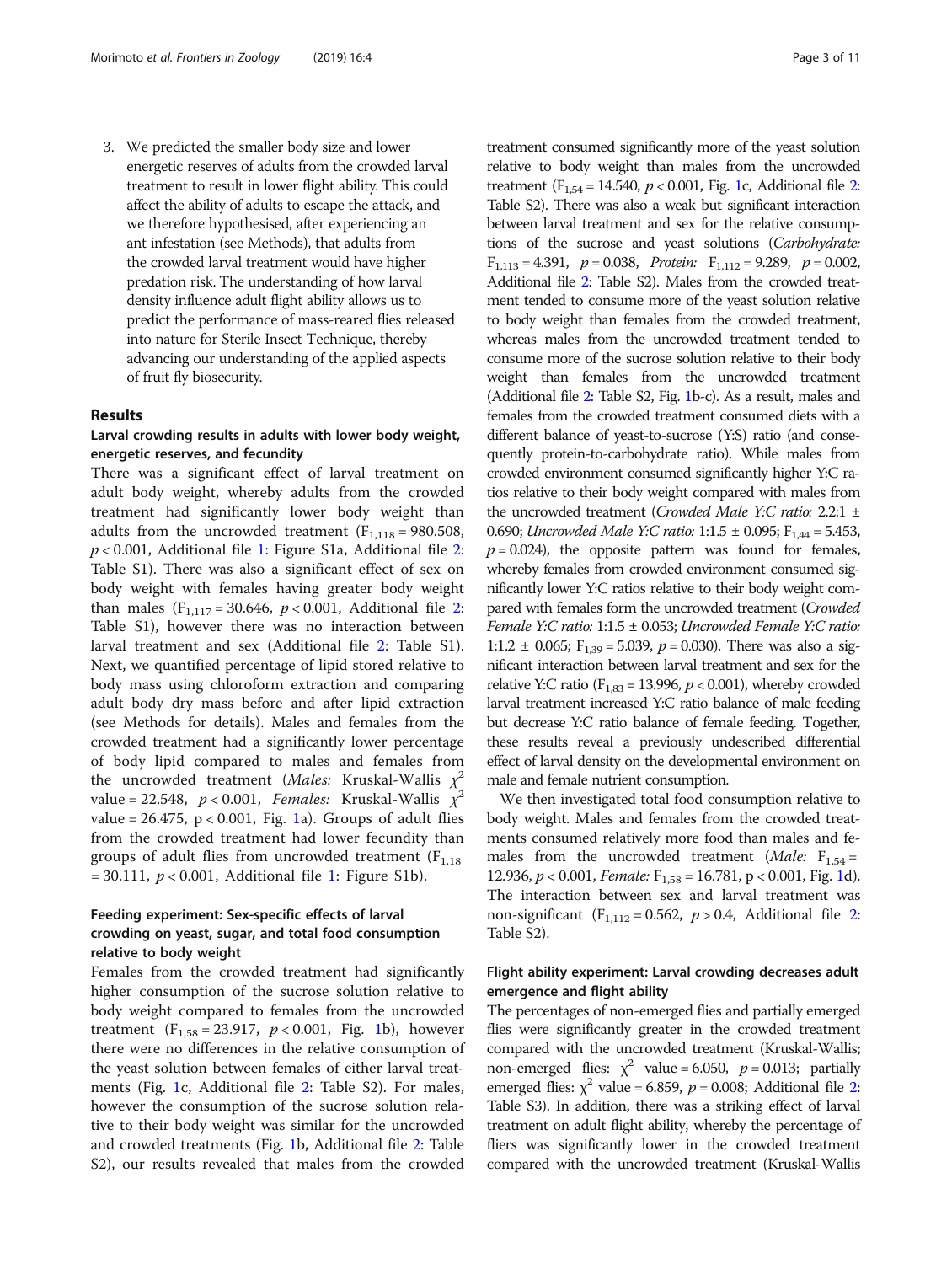3. We predicted the smaller body size and lower energetic reserves of adults from the crowded larval treatment to result in lower flight ability. This could affect the ability of adults to escape the attack, and we therefore hypothesised, after experiencing an ant infestation (see Methods), that adults from the crowded larval treatment would have higher predation risk. The understanding of how larval density influence adult flight ability allows us to predict the performance of mass-reared flies released into nature for Sterile Insect Technique, thereby advancing our understanding of the applied aspects of fruit fly biosecurity.

## Results

### Larval crowding results in adults with lower body weight, energetic reserves, and fecundity

There was a significant effect of larval treatment on adult body weight, whereby adults from the crowded treatment had significantly lower body weight than adults from the uncrowded treatment ($F_{1,118} = 980.508$, $p < 0.001$, Additional file 1: Figure S1a, Additional file 2: Table S1). There was also a significant effect of sex on body weight with females having greater body weight than males ($F_{1,117} = 30.646$, $p < 0.001$, Additional file 2: Table S1), however there was no interaction between larval treatment and sex (Additional file 2: Table S1). Next, we quantified percentage of lipid stored relative to body mass using chloroform extraction and comparing adult body dry mass before and after lipid extraction (see Methods for details). Males and females from the crowded treatment had a significantly lower percentage of body lipid compared to males and females from the uncrowded treatment (*Males:* Kruskal-Wallis $\chi^2$ value = 22.548, $p < 0.001$, *Females:* Kruskal-Wallis $\chi^2$ value = 26.475, $p < 0.001$, Fig. 1a). Groups of adult flies from the crowded treatment had lower fecundity than groups of adult flies from uncrowded treatment ($F_{1,18} = 30.111$, $p < 0.001$, Additional file 1: Figure S1b).

### Feeding experiment: Sex-specific effects of larval crowding on yeast, sugar, and total food consumption relative to body weight

Females from the crowded treatment had significantly higher consumption of the sucrose solution relative to body weight compared to females from the uncrowded treatment ($F_{1,58} = 23.917$, $p < 0.001$, Fig. 1b), however there were no differences in the relative consumption of the yeast solution between females of either larval treatments (Fig. 1c, Additional file 2: Table S2). For males, however the consumption of the sucrose solution relative to their body weight was similar for the uncrowded and crowded treatments (Fig. 1b, Additional file 2: Table S2), our results revealed that males from the crowded treatment consumed significantly more of the yeast solution relative to body weight than males from the uncrowded treatment ($F_{1,54} = 14.540$, $p < 0.001$, Fig. 1c, Additional file 2: Table S2). There was also a weak but significant interaction between larval treatment and sex for the relative consumptions of the sucrose and yeast solutions (*Carbohydrate:* $F_{1,113} = 4.391$, $p = 0.038$, *Protein:* $F_{1,112} = 9.289$, $p = 0.002$, Additional file 2: Table S2). Males from the crowded treatment tended to consume more of the yeast solution relative to body weight than females from the crowded treatment, whereas males from the uncrowded treatment tended to consume more of the sucrose solution relative to their body weight than females from the uncrowded treatment (Additional file 2: Table S2, Fig. 1b-c). As a result, males and females from the crowded treatment consumed diets with a different balance of yeast-to-sucrose (Y:S) ratio (and consequently protein-to-carbohydrate ratio). While males from crowded environment consumed significantly higher Y:C ratios relative to their body weight compared with males from the uncrowded treatment (*Crowded Male Y:C ratio:* 2.2:1 ± 0.690; *Uncrowded Male Y:C ratio:* 1:1.5 ± 0.095; $F_{1,44} = 5.453$, $p = 0.024$), the opposite pattern was found for females, whereby females from crowded environment consumed significantly lower Y:C ratios relative to their body weight compared with females form the uncrowded treatment (*Crowded Female Y:C ratio:* 1:1.5 ± 0.053; *Uncrowded Female Y:C ratio:* 1:1.2 ± 0.065; $F_{1,39} = 5.039$, $p = 0.030$). There was also a significant interaction between larval treatment and sex for the relative Y:C ratio ($F_{1,83} = 13.996$, $p < 0.001$), whereby crowded larval treatment increased Y:C ratio balance of male feeding but decrease Y:C ratio balance of female feeding. Together, these results reveal a previously undescribed differential effect of larval density on the developmental environment on male and female nutrient consumption.

We then investigated total food consumption relative to body weight. Males and females from the crowded treatments consumed relatively more food than males and females from the uncrowded treatment (*Male:* $F_{1,54} = 12.936$, $p < 0.001$, *Female:* $F_{1,58} = 16.781$, $p < 0.001$, Fig. 1d). The interaction between sex and larval treatment was non-significant ($F_{1,112} = 0.562$, $p > 0.4$, Additional file 2: Table S2).

### Flight ability experiment: Larval crowding decreases adult emergence and flight ability

The percentages of non-emerged flies and partially emerged flies were significantly greater in the crowded treatment compared with the uncrowded treatment (Kruskal-Wallis; non-emerged flies: $\chi^2$ value = 6.050, $p = 0.013$; partially emerged flies: $\chi^2$ value = 6.859, $p = 0.008$; Additional file 2: Table S3). In addition, there was a striking effect of larval treatment on adult flight ability, whereby the percentage of fliers was significantly lower in the crowded treatment compared with the uncrowded treatment (Kruskal-Wallis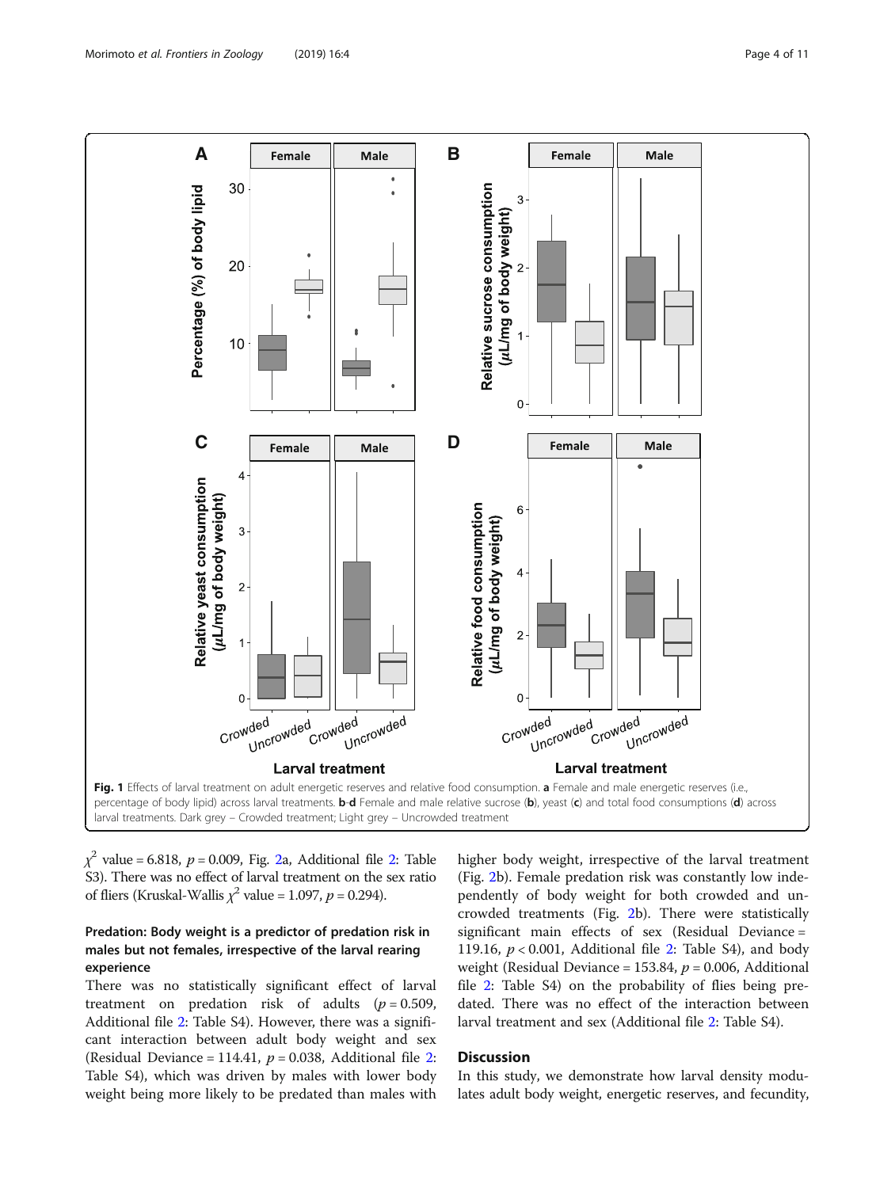Fig. 1 Effects of larval treatment on adult energetic reserves and relative food consumption. **a** Female and male energetic reserves (i.e., percentage of body lipid) across larval treatments. **b**-**d** Female and male relative sucrose (**b**), yeast (**c**) and total food consumptions (**d**) across larval treatments. Dark grey – Crowded treatment; Light grey – Uncrowded treatment

$\chi^2$ value = 6.818, $p = 0.009$, Fig. 2a, Additional file 2: Table S3). There was no effect of larval treatment on the sex ratio of fliers (Kruskal-Wallis $\chi^2$ value = 1.097, $p = 0.294$).

### Predation: Body weight is a predictor of predation risk in males but not females, irrespective of the larval rearing experience

There was no statistically significant effect of larval treatment on predation risk of adults ($p = 0.509$, Additional file 2: Table S4). However, there was a significant interaction between adult body weight and sex (Residual Deviance = 114.41, $p = 0.038$, Additional file 2: Table S4), which was driven by males with lower body weight being more likely to be predated than males with higher body weight, irrespective of the larval treatment (Fig. 2b). Female predation risk was constantly low independently of body weight for both crowded and uncrowded treatments (Fig. 2b). There were statistically significant main effects of sex (Residual Deviance = 119.16, $p < 0.001$, Additional file 2: Table S4), and body weight (Residual Deviance = 153.84, $p = 0.006$, Additional file 2: Table S4) on the probability of flies being predated. There was no effect of the interaction between larval treatment and sex (Additional file 2: Table S4).

## Discussion

In this study, we demonstrate how larval density modulates adult body weight, energetic reserves, and fecundity,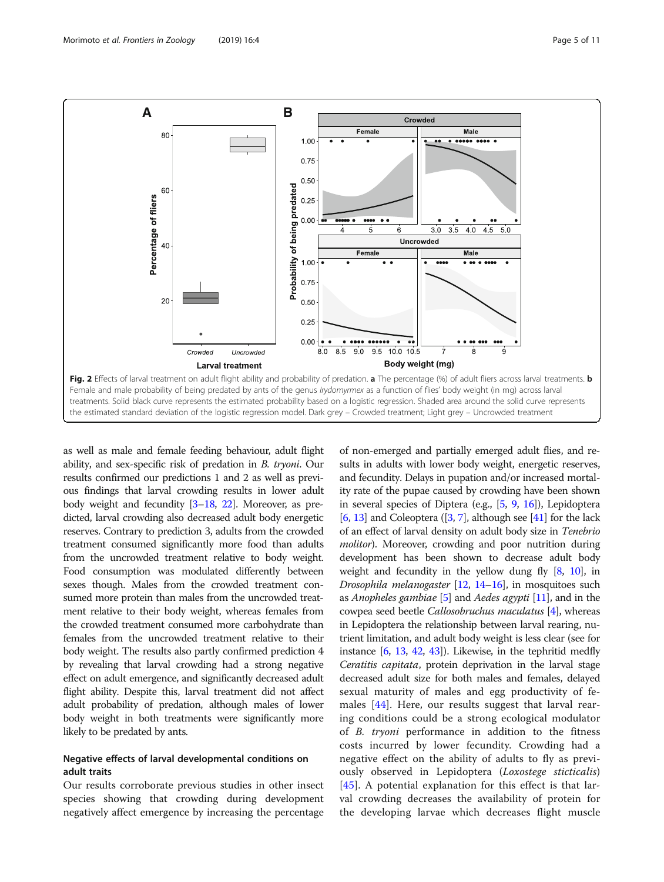Fig. 2 Effects of larval treatment on adult flight ability and probability of predation. **a** The percentage (%) of adult fliers across larval treatments. **b** Female and male probability of being predated by ants of the genus *Iryodomyrmex* as a function of flies' body weight (in mg) across larval treatments. Solid black curve represents the estimated probability based on a logistic regression. Shaded area around the solid curve represents the estimated standard deviation of the logistic regression model. Dark grey – Crowded treatment; Light grey – Uncrowded treatment

as well as male and female feeding behaviour, adult flight ability, and sex-specific risk of predation in *B. tryoni*. Our results confirmed our predictions 1 and 2 as well as previous findings that larval crowding results in lower adult body weight and fecundity [3–18, 22]. Moreover, as predicted, larval crowding also decreased adult body energetic reserves. Contrary to prediction 3, adults from the crowded treatment consumed significantly more food than adults from the uncrowded treatment relative to body weight. Food consumption was modulated differently between sexes though. Males from the crowded treatment consumed more protein than males from the uncrowded treatment relative to their body weight, whereas females from the crowded treatment consumed more carbohydrate than females from the uncrowded treatment relative to their body weight. The results also partly confirmed prediction 4 by revealing that larval crowding had a strong negative effect on adult emergence, and significantly decreased adult flight ability. Despite this, larval treatment did not affect adult probability of predation, although males of lower body weight in both treatments were significantly more likely to be predated by ants.

## Negative effects of larval developmental conditions on adult traits

Our results corroborate previous studies in other insect species showing that crowding during development negatively affect emergence by increasing the percentage of non-emerged and partially emerged adult flies, and results in adults with lower body weight, energetic reserves, and fecundity. Delays in pupation and/or increased mortality rate of the pupae caused by crowding have been shown in several species of Diptera (e.g., [5, 9, 16]), Lepidoptera [6, 13] and Coleoptera ([3, 7], although see [41] for the lack of an effect of larval density on adult body size in *Tenebrio molitor*). Moreover, crowding and poor nutrition during development has been shown to decrease adult body weight and fecundity in the yellow dung fly [8, 10], in *Drosophila melanogaster* [12, 14–16], in mosquitoes such as *Anopheles gambiae* [5] and *Aedes agypti* [11], and in the cowpea seed beetle *Callosobruchus maculatus* [4], whereas in Lepidoptera the relationship between larval rearing, nutrient limitation, and adult body weight is less clear (see for instance [6, 13, 42, 43]). Likewise, in the tephritid medfly *Ceratitis capitata*, protein deprivation in the larval stage decreased adult size for both males and females, delayed sexual maturity of males and egg productivity of females [44]. Here, our results suggest that larval rearing conditions could be a strong ecological modulator of *B. tryoni* performance in addition to the fitness costs incurred by lower fecundity. Crowding had a negative effect on the ability of adults to fly as previously observed in Lepidoptera (*Loxostege sticticalis*) [45]. A potential explanation for this effect is that larval crowding decreases the availability of protein for the developing larvae which decreases flight muscle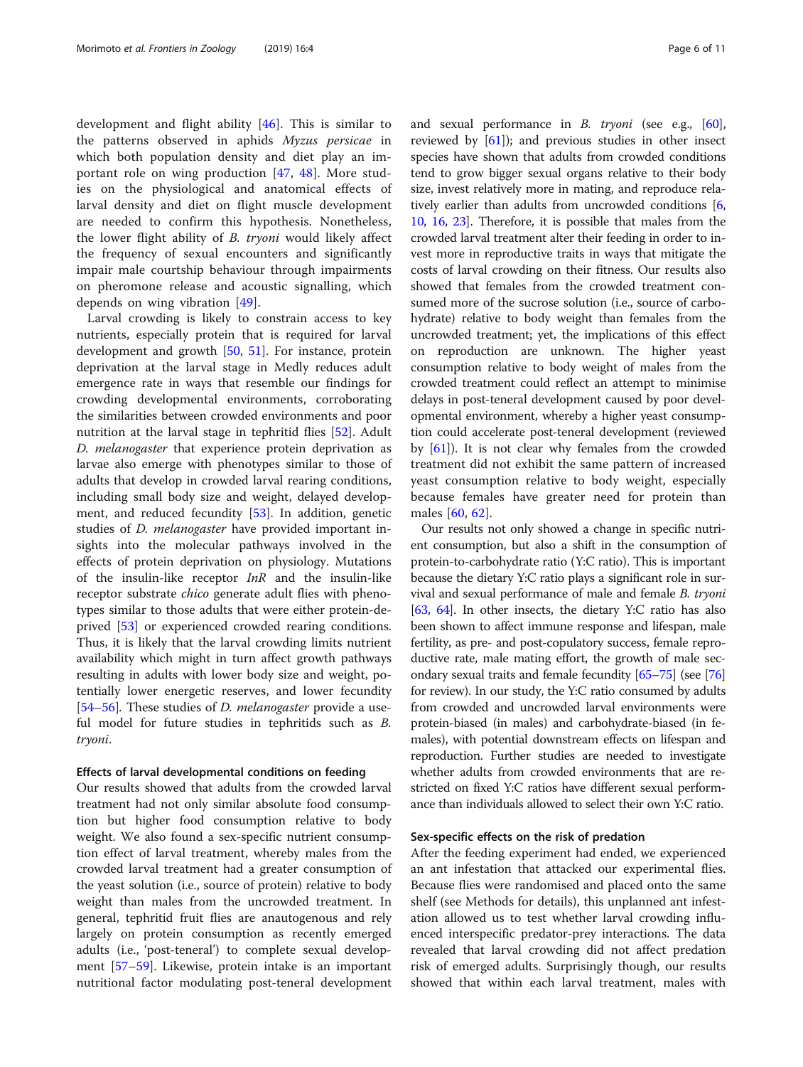development and flight ability [46]. This is similar to the patterns observed in aphids *Myzus persicae* in which both population density and diet play an important role on wing production [47, 48]. More studies on the physiological and anatomical effects of larval density and diet on flight muscle development are needed to confirm this hypothesis. Nonetheless, the lower flight ability of *B. tryoni* would likely affect the frequency of sexual encounters and significantly impair male courtship behaviour through impairments on pheromone release and acoustic signalling, which depends on wing vibration [49].

Larval crowding is likely to constrain access to key nutrients, especially protein that is required for larval development and growth [50, 51]. For instance, protein deprivation at the larval stage in Medfly reduces adult emergence rate in ways that resemble our findings for crowding developmental environments, corroborating the similarities between crowded environments and poor nutrition at the larval stage in tephritid flies [52]. Adult *D. melanogaster* that experience protein deprivation as larvae also emerge with phenotypes similar to those of adults that develop in crowded larval rearing conditions, including small body size and weight, delayed development, and reduced fecundity [53]. In addition, genetic studies of *D. melanogaster* have provided important insights into the molecular pathways involved in the effects of protein deprivation on physiology. Mutations of the insulin-like receptor *InR* and the insulin-like receptor substrate *chico* generate adult flies with phenotypes similar to those adults that were either protein-deprived [53] or experienced crowded rearing conditions. Thus, it is likely that the larval crowding limits nutrient availability which might in turn affect growth pathways resulting in adults with lower body size and weight, potentially lower energetic reserves, and lower fecundity [54–56]. These studies of *D. melanogaster* provide a useful model for future studies in tephritids such as *B. tryoni*.

#### Effects of larval developmental conditions on feeding

Our results showed that adults from the crowded larval treatment had not only similar absolute food consumption but higher food consumption relative to body weight. We also found a sex-specific nutrient consumption effect of larval treatment, whereby males from the crowded larval treatment had a greater consumption of the yeast solution (i.e., source of protein) relative to body weight than males from the uncrowded treatment. In general, tephritid fruit flies are anautogenous and rely largely on protein consumption as recently emerged adults (i.e., 'post-teneral') to complete sexual development [57–59]. Likewise, protein intake is an important nutritional factor modulating post-teneral development and sexual performance in *B. tryoni* (see e.g., [60], reviewed by [61]); and previous studies in other insect species have shown that adults from crowded conditions tend to grow bigger sexual organs relative to their body size, invest relatively more in mating, and reproduce relatively earlier than adults from uncrowded conditions [6, 10, 16, 23]. Therefore, it is possible that males from the crowded larval treatment alter their feeding in order to invest more in reproductive traits in ways that mitigate the costs of larval crowding on their fitness. Our results also showed that females from the crowded treatment consumed more of the sucrose solution (i.e., source of carbohydrate) relative to body weight than females from the uncrowded treatment; yet, the implications of this effect on reproduction are unknown. The higher yeast consumption relative to body weight of males from the crowded treatment could reflect an attempt to minimise delays in post-teneral development caused by poor developmental environment, whereby a higher yeast consumption could accelerate post-teneral development (reviewed by [61]). It is not clear why females from the crowded treatment did not exhibit the same pattern of increased yeast consumption relative to body weight, especially because females have greater need for protein than males [60, 62].

Our results not only showed a change in specific nutrient consumption, but also a shift in the consumption of protein-to-carbohydrate ratio (Y:C ratio). This is important because the dietary Y:C ratio plays a significant role in survival and sexual performance of male and female *B. tryoni* [63, 64]. In other insects, the dietary Y:C ratio has also been shown to affect immune response and lifespan, male fertility, as pre- and post-copulatory success, female reproductive rate, male mating effort, the growth of male secondary sexual traits and female fecundity [65–75] (see [76] for review). In our study, the Y:C ratio consumed by adults from crowded and uncrowded larval environments were protein-biased (in males) and carbohydrate-biased (in females), with potential downstream effects on lifespan and reproduction. Further studies are needed to investigate whether adults from crowded environments that are restricted on fixed Y:C ratios have different sexual performance than individuals allowed to select their own Y:C ratio.

#### Sex-specific effects on the risk of predation

After the feeding experiment had ended, we experienced an ant infestation that attacked our experimental flies. Because flies were randomised and placed onto the same shelf (see Methods for details), this unplanned ant infestation allowed us to test whether larval crowding influenced interspecific predator-prey interactions. The data revealed that larval crowding did not affect predation risk of emerged adults. Surprisingly though, our results showed that within each larval treatment, males with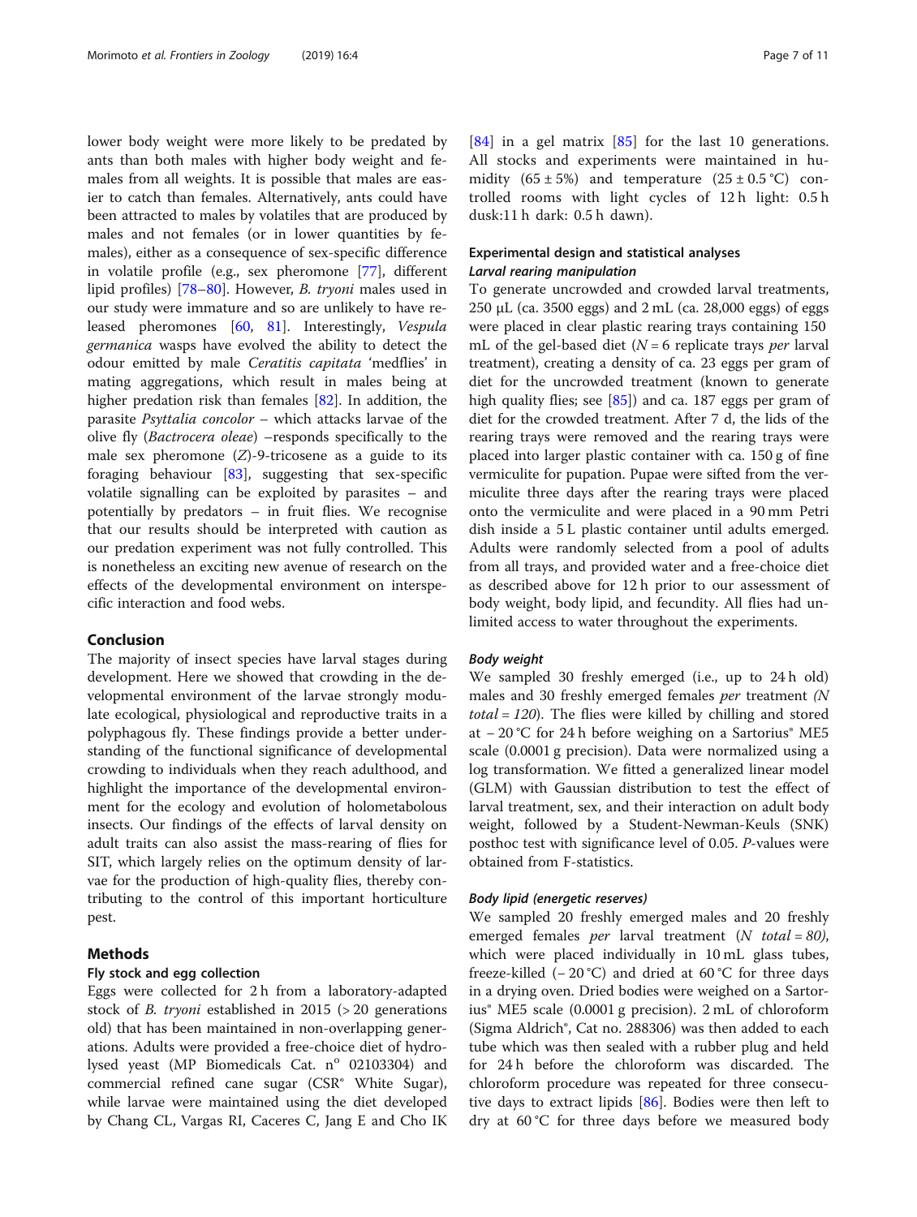lower body weight were more likely to be predated by ants than both males with higher body weight and females from all weights. It is possible that males are easier to catch than females. Alternatively, ants could have been attracted to males by volatiles that are produced by males and not females (or in lower quantities by females), either as a consequence of sex-specific difference in volatile profile (e.g., sex pheromone [77], different lipid profiles) [78–80]. However, *B. tryoni* males used in our study were immature and so are unlikely to have released pheromones [60, 81]. Interestingly, *Vespula germanica* wasps have evolved the ability to detect the odour emitted by male *Ceratitis capitata* 'medflies' in mating aggregations, which result in males being at higher predation risk than females [82]. In addition, the parasite *Psyttalia concolor* – which attacks larvae of the olive fly (*Bactrocera oleae*) –responds specifically to the male sex pheromone (*Z*)-9-tricosene as a guide to its foraging behaviour [83], suggesting that sex-specific volatile signalling can be exploited by parasites – and potentially by predators – in fruit flies. We recognise that our results should be interpreted with caution as our predation experiment was not fully controlled. This is nonetheless an exciting new avenue of research on the effects of the developmental environment on interspecific interaction and food webs.

## Conclusion

The majority of insect species have larval stages during development. Here we showed that crowding in the developmental environment of the larvae strongly modulate ecological, physiological and reproductive traits in a polyphagous fly. These findings provide a better understanding of the functional significance of developmental crowding to individuals when they reach adulthood, and highlight the importance of the developmental environment for the ecology and evolution of holometabolous insects. Our findings of the effects of larval density on adult traits can also assist the mass-rearing of flies for SIT, which largely relies on the optimum density of larvae for the production of high-quality flies, thereby contributing to the control of this important horticulture pest.

## Methods

### Fly stock and egg collection

Eggs were collected for 2 h from a laboratory-adapted stock of *B. tryoni* established in 2015 (> 20 generations old) that has been maintained in non-overlapping generations. Adults were provided a free-choice diet of hydrolysed yeast (MP Biomedicals Cat. n° 02103304) and commercial refined cane sugar (CSR® White Sugar), while larvae were maintained using the diet developed by Chang CL, Vargas RI, Caceres C, Jang E and Cho IK [84] in a gel matrix [85] for the last 10 generations. All stocks and experiments were maintained in humidity (65 ± 5%) and temperature (25 ± 0.5 °C) controlled rooms with light cycles of 12 h light: 0.5 h dusk:11 h dark: 0.5 h dawn).

### Experimental design and statistical analyses

#### *Larval rearing manipulation*

To generate uncrowded and crowded larval treatments, 250 μL (ca. 3500 eggs) and 2 mL (ca. 28,000 eggs) of eggs were placed in clear plastic rearing trays containing 150 mL of the gel-based diet ($N = 6$ replicate trays *per* larval treatment), creating a density of ca. 23 eggs per gram of diet for the uncrowded treatment (known to generate high quality flies; see [85]) and ca. 187 eggs per gram of diet for the crowded treatment. After 7 d, the lids of the rearing trays were removed and the rearing trays were placed into larger plastic container with ca. 150 g of fine vermiculite for pupation. Pupae were sifted from the vermiculite three days after the rearing trays were placed onto the vermiculite and were placed in a 90 mm Petri dish inside a 5 L plastic container until adults emerged. Adults were randomly selected from a pool of adults from all trays, and provided water and a free-choice diet as described above for 12 h prior to our assessment of body weight, body lipid, and fecundity. All flies had unlimited access to water throughout the experiments.

#### *Body weight*

We sampled 30 freshly emerged (i.e., up to 24 h old) males and 30 freshly emerged females *per* treatment *(N total = 120)*. The flies were killed by chilling and stored at − 20 °C for 24 h before weighing on a Sartorius® ME5 scale (0.0001 g precision). Data were normalized using a log transformation. We fitted a generalized linear model (GLM) with Gaussian distribution to test the effect of larval treatment, sex, and their interaction on adult body weight, followed by a Student-Newman-Keuls (SNK) posthoc test with significance level of 0.05. *P*-values were obtained from F-statistics.

#### *Body lipid (energetic reserves)*

We sampled 20 freshly emerged males and 20 freshly emerged females *per* larval treatment *(N total = 80)*, which were placed individually in 10 mL glass tubes, freeze-killed (− 20 °C) and dried at 60 °C for three days in a drying oven. Dried bodies were weighed on a Sartorius® ME5 scale (0.0001 g precision). 2 mL of chloroform (Sigma Aldrich®, Cat no. 288306) was then added to each tube which was then sealed with a rubber plug and held for 24 h before the chloroform was discarded. The chloroform procedure was repeated for three consecutive days to extract lipids [86]. Bodies were then left to dry at 60 °C for three days before we measured body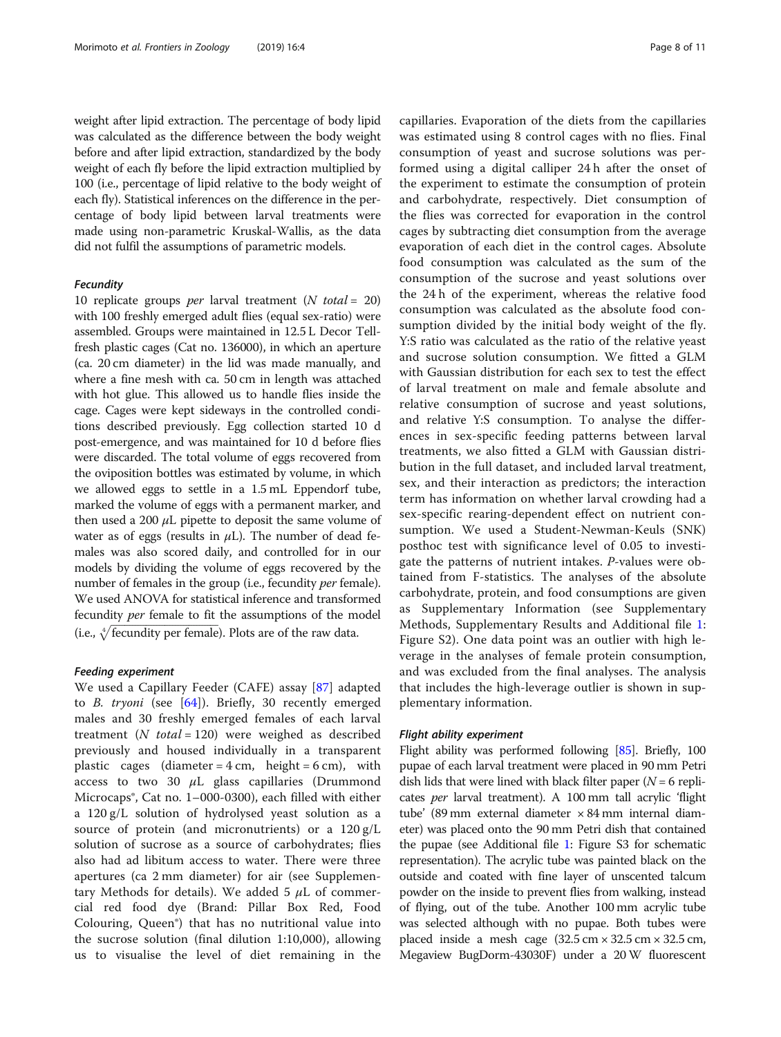weight after lipid extraction. The percentage of body lipid was calculated as the difference between the body weight before and after lipid extraction, standardized by the body weight of each fly before the lipid extraction multiplied by 100 (i.e., percentage of lipid relative to the body weight of each fly). Statistical inferences on the difference in the percentage of body lipid between larval treatments were made using non-parametric Kruskal-Wallis, as the data did not fulfil the assumptions of parametric models.

#### Fecundity

10 replicate groups *per* larval treatment ($N$ *total* = 20) with 100 freshly emerged adult flies (equal sex-ratio) were assembled. Groups were maintained in 12.5 L Decor Tellfresh plastic cages (Cat no. 136000), in which an aperture (ca. 20 cm diameter) in the lid was made manually, and where a fine mesh with ca. 50 cm in length was attached with hot glue. This allowed us to handle flies inside the cage. Cages were kept sideways in the controlled conditions described previously. Egg collection started 10 d post-emergence, and was maintained for 10 d before flies were discarded. The total volume of eggs recovered from the oviposition bottles was estimated by volume, in which we allowed eggs to settle in a 1.5 mL Eppendorf tube, marked the volume of eggs with a permanent marker, and then used a 200 $\mu$L pipette to deposit the same volume of water as of eggs (results in $\mu$L). The number of dead females was also scored daily, and controlled for in our models by dividing the volume of eggs recovered by the number of females in the group (i.e., fecundity *per* female). We used ANOVA for statistical inference and transformed fecundity *per* female to fit the assumptions of the model (i.e., $\sqrt[4]{\text{fecundity per female}}$). Plots are of the raw data.

#### Feeding experiment

We used a Capillary Feeder (CAFE) assay [87] adapted to *B. tryoni* (see [64]). Briefly, 30 recently emerged males and 30 freshly emerged females of each larval treatment ($N$ *total* = 120) were weighed as described previously and housed individually in a transparent plastic cages (diameter = 4 cm, height = 6 cm), with access to two 30 $\mu$L glass capillaries (Drummond Microcaps®, Cat no. 1–000-0300), each filled with either a 120 g/L solution of hydrolysed yeast solution as a source of protein (and micronutrients) or a 120 g/L solution of sucrose as a source of carbohydrates; flies also had ad libitum access to water. There were three apertures (ca 2 mm diameter) for air (see Supplementary Methods for details). We added 5 $\mu$L of commercial red food dye (Brand: Pillar Box Red, Food Colouring, Queen®) that has no nutritional value into the sucrose solution (final dilution 1:10,000), allowing us to visualise the level of diet remaining in the capillaries. Evaporation of the diets from the capillaries was estimated using 8 control cages with no flies. Final consumption of yeast and sucrose solutions was performed using a digital calliper 24 h after the onset of the experiment to estimate the consumption of protein and carbohydrate, respectively. Diet consumption of the flies was corrected for evaporation in the control cages by subtracting diet consumption from the average evaporation of each diet in the control cages. Absolute food consumption was calculated as the sum of the consumption of the sucrose and yeast solutions over the 24 h of the experiment, whereas the relative food consumption was calculated as the absolute food consumption divided by the initial body weight of the fly. Y:S ratio was calculated as the ratio of the relative yeast and sucrose solution consumption. We fitted a GLM with Gaussian distribution for each sex to test the effect of larval treatment on male and female absolute and relative consumption of sucrose and yeast solutions, and relative Y:S consumption. To analyse the differences in sex-specific feeding patterns between larval treatments, we also fitted a GLM with Gaussian distribution in the full dataset, and included larval treatment, sex, and their interaction as predictors; the interaction term has information on whether larval crowding had a sex-specific rearing-dependent effect on nutrient consumption. We used a Student-Newman-Keuls (SNK) posthoc test with significance level of 0.05 to investigate the patterns of nutrient intakes. $P$-values were obtained from F-statistics. The analyses of the absolute carbohydrate, protein, and food consumptions are given as Supplementary Information (see Supplementary Methods, Supplementary Results and Additional file 1: Figure S2). One data point was an outlier with high leverage in the analyses of female protein consumption, and was excluded from the final analyses. The analysis that includes the high-leverage outlier is shown in supplementary information.

#### Flight ability experiment

Flight ability was performed following [85]. Briefly, 100 pupae of each larval treatment were placed in 90 mm Petri dish lids that were lined with black filter paper ($N$ = 6 replicates *per* larval treatment). A 100 mm tall acrylic 'flight tube' (89 mm external diameter × 84 mm internal diameter) was placed onto the 90 mm Petri dish that contained the pupae (see Additional file 1: Figure S3 for schematic representation). The acrylic tube was painted black on the outside and coated with fine layer of unscented talcum powder on the inside to prevent flies from walking, instead of flying, out of the tube. Another 100 mm acrylic tube was selected although with no pupae. Both tubes were placed inside a mesh cage (32.5 cm × 32.5 cm × 32.5 cm, Megaview BugDorm-43030F) under a 20 W fluorescent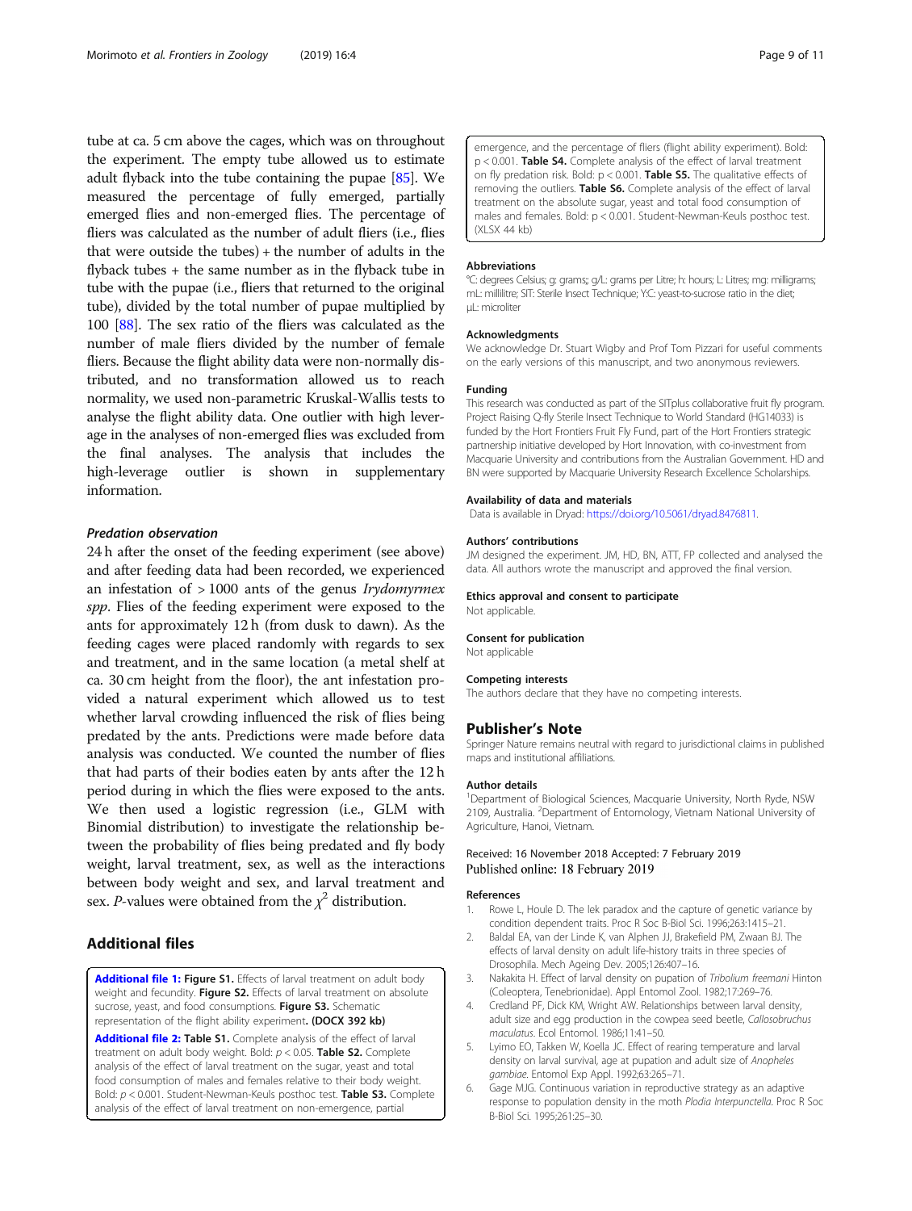tube at ca. 5 cm above the cages, which was on throughout the experiment. The empty tube allowed us to estimate adult flyback into the tube containing the pupae [85]. We measured the percentage of fully emerged, partially emerged flies and non-emerged flies. The percentage of fliers was calculated as the number of adult fliers (i.e., flies that were outside the tubes) + the number of adults in the flyback tubes + the same number as in the flyback tube in tube with the pupae (i.e., fliers that returned to the original tube), divided by the total number of pupae multiplied by 100 [88]. The sex ratio of the fliers was calculated as the number of male fliers divided by the number of female fliers. Because the flight ability data were non-normally distributed, and no transformation allowed us to reach normality, we used non-parametric Kruskal-Wallis tests to analyse the flight ability data. One outlier with high leverage in the analyses of non-emerged flies was excluded from the final analyses. The analysis that includes the high-leverage outlier is shown in supplementary information.

#### *Predation observation*

24 h after the onset of the feeding experiment (see above) and after feeding data had been recorded, we experienced an infestation of > 1000 ants of the genus *Irydomyrmex spp*. Flies of the feeding experiment were exposed to the ants for approximately 12 h (from dusk to dawn). As the feeding cages were placed randomly with regards to sex and treatment, and in the same location (a metal shelf at ca. 30 cm height from the floor), the ant infestation provided a natural experiment which allowed us to test whether larval crowding influenced the risk of flies being predated by the ants. Predictions were made before data analysis was conducted. We counted the number of flies that had parts of their bodies eaten by ants after the 12 h period during in which the flies were exposed to the ants. We then used a logistic regression (i.e., GLM with Binomial distribution) to investigate the relationship between the probability of flies being predated and fly body weight, larval treatment, sex, as well as the interactions between body weight and sex, and larval treatment and sex. *P*-values were obtained from the $\chi^2$ distribution.

## Additional files

**Additional file 1: Figure S1.** Effects of larval treatment on adult body weight and fecundity. **Figure S2.** Effects of larval treatment on absolute sucrose, yeast, and food consumptions. **Figure S3.** Schematic representation of the flight ability experiment. **(DOCX 392 kb)**

**Additional file 2: Table S1.** Complete analysis of the effect of larval treatment on adult body weight. Bold: $p < 0.05$. **Table S2.** Complete analysis of the effect of larval treatment on the sugar, yeast and total food consumption of males and females relative to their body weight. Bold: $p < 0.001$. Student-Newman-Keuls posthoc test. **Table S3.** Complete analysis of the effect of larval treatment on non-emergence, partial emergence, and the percentage of fliers (flight ability experiment). Bold: $p < 0.001$. **Table S4.** Complete analysis of the effect of larval treatment on fly predation risk. Bold: $p < 0.001$. **Table S5.** The qualitative effects of removing the outliers. **Table S6.** Complete analysis of the effect of larval treatment on the absolute sugar, yeast and total food consumption of males and females. Bold: $p < 0.001$. Student-Newman-Keuls posthoc test. (XLSX 44 kb)

#### Abbreviations

°C: degrees Celsius; g: grams;; g/L: grams per Litre; h: hours; L: Litres; mg: milligrams; mL: millilitre; SIT: Sterile Insect Technique; Y:C: yeast-to-sucrose ratio in the diet; µL: microliter

#### Acknowledgments

We acknowledge Dr. Stuart Wigby and Prof Tom Pizzari for useful comments on the early versions of this manuscript, and two anonymous reviewers.

#### Funding

This research was conducted as part of the SITplus collaborative fruit fly program. Project Raising Q-fly Sterile Insect Technique to World Standard (HG14033) is funded by the Hort Frontiers Fruit Fly Fund, part of the Hort Frontiers strategic partnership initiative developed by Hort Innovation, with co-investment from Macquarie University and contributions from the Australian Government. HD and BN were supported by Macquarie University Research Excellence Scholarships.

#### Availability of data and materials

Data is available in Dryad: https://doi.org/10.5061/dryad.8476811.

#### Authors' contributions

JM designed the experiment. JM, HD, BN, ATT, FP collected and analysed the data. All authors wrote the manuscript and approved the final version.

#### Ethics approval and consent to participate

Not applicable.

#### Consent for publication

Not applicable

#### Competing interests

The authors declare that they have no competing interests.

## Publisher's Note

Springer Nature remains neutral with regard to jurisdictional claims in published maps and institutional affiliations.

#### Author details

[1]Department of Biological Sciences, Macquarie University, North Ryde, NSW 2109, Australia. [2]Department of Entomology, Vietnam National University of Agriculture, Hanoi, Vietnam.

Received: 16 November 2018 Accepted: 7 February 2019
Published online: 18 February 2019

#### References

1. Rowe L, Houle D. The lek paradox and the capture of genetic variance by condition dependent traits. Proc R Soc B-Biol Sci. 1996;263:1415–21.
2. Baldal EA, van der Linde K, van Alphen JJ, Brakefield PM, Zwaan BJ. The effects of larval density on adult life-history traits in three species of Drosophila. Mech Ageing Dev. 2005;126:407–16.
3. Nakakita H. Effect of larval density on pupation of *Tribolium freemani* Hinton (Coleoptera, Tenebrionidae). Appl Entomol Zool. 1982;17:269–76.
4. Credland PF, Dick KM, Wright AW. Relationships between larval density, adult size and egg production in the cowpea seed beetle, *Callosobruchus maculatus*. Ecol Entomol. 1986;11:41–50.
5. Lyimo EO, Takken W, Koella JC. Effect of rearing temperature and larval density on larval survival, age at pupation and adult size of *Anopheles gambiae*. Entomol Exp Appl. 1992;63:265–71.
6. Gage MJG. Continuous variation in reproductive strategy as an adaptive response to population density in the moth *Plodia Interpunctella*. Proc R Soc B-Biol Sci. 1995;261:25–30.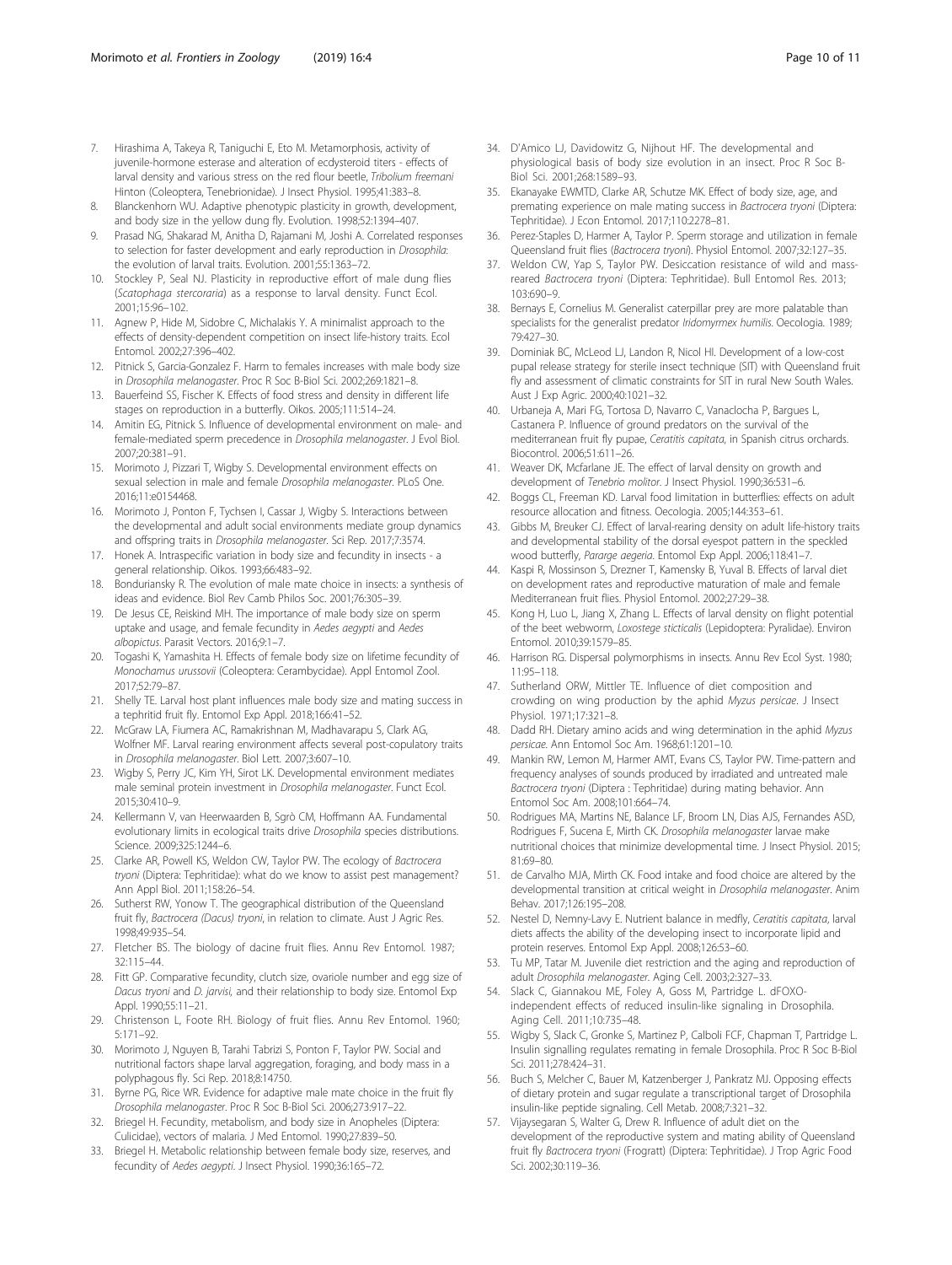7. Hirashima A, Takeya R, Taniguchi E, Eto M. Metamorphosis, activity of juvenile-hormone esterase and alteration of ecdysteroid titers - effects of larval density and various stress on the red flour beetle, *Tribolium freemani* Hinton (Coleoptera, Tenebrionidae). J Insect Physiol. 1995;41:383–8.
8. Blanckenhorn WU. Adaptive phenotypic plasticity in growth, development, and body size in the yellow dung fly. Evolution. 1998;52:1394–407.
9. Prasad NG, Shakarad M, Anitha D, Rajamani M, Joshi A. Correlated responses to selection for faster development and early reproduction in *Drosophila*: the evolution of larval traits. Evolution. 2001;55:1363–72.
10. Stockley P, Seal NJ. Plasticity in reproductive effort of male dung flies (*Scatophaga stercoraria*) as a response to larval density. Funct Ecol. 2001;15:96–102.
11. Agnew P, Hide M, Sidobre C, Michalakis Y. A minimalist approach to the effects of density-dependent competition on insect life-history traits. Ecol Entomol. 2002;27:396–402.
12. Pitnick S, Garcia-Gonzalez F. Harm to females increases with male body size in *Drosophila melanogaster*. Proc R Soc B-Biol Sci. 2002;269:1821–8.
13. Bauerfeind SS, Fischer K. Effects of food stress and density in different life stages on reproduction in a butterfly. Oikos. 2005;111:514–24.
14. Amitin EG, Pitnick S. Influence of developmental environment on male- and female-mediated sperm precedence in *Drosophila melanogaster*. J Evol Biol. 2007;20:381–91.
15. Morimoto J, Pizzari T, Wigby S. Developmental environment effects on sexual selection in male and female *Drosophila melanogaster*. PLoS One. 2016;11:e0154468.
16. Morimoto J, Ponton F, Tychsen I, Cassar J, Wigby S. Interactions between the developmental and adult social environments mediate group dynamics and offspring traits in *Drosophila melanogaster*. Sci Rep. 2017;7:3574.
17. Honek A. Intraspecific variation in body size and fecundity in insects - a general relationship. Oikos. 1993;66:483–92.
18. Bonduriansky R. The evolution of male mate choice in insects: a synthesis of ideas and evidence. Biol Rev Camb Philos Soc. 2001;76:305–39.
19. De Jesus CE, Reiskind MH. The importance of male body size on sperm uptake and usage, and female fecundity in *Aedes aegypti* and *Aedes albopictus*. Parasit Vectors. 2016;9:1–7.
20. Togashi K, Yamashita H. Effects of female body size on lifetime fecundity of *Monochamus urussovii* (Coleoptera: Cerambycidae). Appl Entomol Zool. 2017;52:79–87.
21. Shelly TE. Larval host plant influences male body size and mating success in a tephritid fruit fly. Entomol Exp Appl. 2018;166:41–52.
22. McGraw LA, Fiumera AC, Ramakrishnan M, Madhavarapu S, Clark AG, Wolfner MF. Larval rearing environment affects several post-copulatory traits in *Drosophila melanogaster*. Biol Lett. 2007;3:607–10.
23. Wigby S, Perry JC, Kim YH, Sirot LK. Developmental environment mediates male seminal protein investment in *Drosophila melanogaster*. Funct Ecol. 2015;30:410–9.
24. Kellermann V, van Heerwaarden B, Sgrò CM, Hoffmann AA. Fundamental evolutionary limits in ecological traits drive *Drosophila* species distributions. Science. 2009;325:1244–6.
25. Clarke AR, Powell KS, Weldon CW, Taylor PW. The ecology of *Bactrocera tryoni* (Diptera: Tephritidae): what do we know to assist pest management? Ann Appl Biol. 2011;158:26–54.
26. Sutherst RW, Yonow T. The geographical distribution of the Queensland fruit fly, *Bactrocera (Dacus) tryoni*, in relation to climate. Aust J Agric Res. 1998;49:935–54.
27. Fletcher BS. The biology of dacine fruit flies. Annu Rev Entomol. 1987;32:115–44.
28. Fitt GP. Comparative fecundity, clutch size, ovariole number and egg size of *Dacus tryoni* and *D. jarvisi*, and their relationship to body size. Entomol Exp Appl. 1990;55:11–21.
29. Christenson L, Foote RH. Biology of fruit flies. Annu Rev Entomol. 1960;5:171–92.
30. Morimoto J, Nguyen B, Tarahi Tabrizi S, Ponton F, Taylor PW. Social and nutritional factors shape larval aggregation, foraging, and body mass in a polyphagous fly. Sci Rep. 2018;8:14750.
31. Byrne PG, Rice WR. Evidence for adaptive male mate choice in the fruit fly *Drosophila melanogaster*. Proc R Soc B-Biol Sci. 2006;273:917–22.
32. Briegel H. Fecundity, metabolism, and body size in Anopheles (Diptera: Culicidae), vectors of malaria. J Med Entomol. 1990;27:839–50.
33. Briegel H. Metabolic relationship between female body size, reserves, and fecundity of *Aedes aegypti*. J Insect Physiol. 1990;36:165–72.
34. D'Amico LJ, Davidowitz G, Nijhout HF. The developmental and physiological basis of body size evolution in an insect. Proc R Soc B-Biol Sci. 2001;268:1589–93.
35. Ekanayake EWMTD, Clarke AR, Schutze MK. Effect of body size, age, and premating experience on male mating success in *Bactrocera tryoni* (Diptera: Tephritidae). J Econ Entomol. 2017;110:2278–81.
36. Perez-Staples D, Harmer A, Taylor P. Sperm storage and utilization in female Queensland fruit flies (*Bactrocera tryoni*). Physiol Entomol. 2007;32:127–35.
37. Weldon CW, Yap S, Taylor PW. Desiccation resistance of wild and mass-reared *Bactrocera tryoni* (Diptera: Tephritidae). Bull Entomol Res. 2013;103:690–9.
38. Bernays E, Cornelius M. Generalist caterpillar prey are more palatable than specialists for the generalist predator *Iridomyrmex humilis*. Oecologia. 1989;79:427–30.
39. Dominiak BC, McLeod LJ, Landon R, Nicol HI. Development of a low-cost pupal release strategy for sterile insect technique (SIT) with Queensland fruit fly and assessment of climatic constraints for SIT in rural New South Wales. Aust J Exp Agric. 2000;40:1021–32.
40. Urbaneja A, Mari FG, Tortosa D, Navarro C, Vanaclocha P, Bargues L, Castanera P. Influence of ground predators on the survival of the mediterranean fruit fly pupae, *Ceratitis capitata*, in Spanish citrus orchards. Biocontrol. 2006;51:611–26.
41. Weaver DK, Mcfarlane JE. The effect of larval density on growth and development of *Tenebrio molitor*. J Insect Physiol. 1990;36:531–6.
42. Boggs CL, Freeman KD. Larval food limitation in butterflies: effects on adult resource allocation and fitness. Oecologia. 2005;144:353–61.
43. Gibbs M, Breuker CJ. Effect of larval-rearing density on adult life-history traits and developmental stability of the dorsal eyespot pattern in the speckled wood butterfly, *Pararge aegeria*. Entomol Exp Appl. 2006;118:41–7.
44. Kaspi R, Mossinson S, Drezner T, Kamensky B, Yuval B. Effects of larval diet on development rates and reproductive maturation of male and female Mediterranean fruit flies. Physiol Entomol. 2002;27:29–38.
45. Kong H, Luo L, Jiang X, Zhang L. Effects of larval density on flight potential of the beet webworm, *Loxostege sticticalis* (Lepidoptera: Pyralidae). Environ Entomol. 2010;39:1579–85.
46. Harrison RG. Dispersal polymorphisms in insects. Annu Rev Ecol Syst. 1980;11:95–118.
47. Sutherland ORW, Mittler TE. Influence of diet composition and crowding on wing production by the aphid *Myzus persicae*. J Insect Physiol. 1971;17:321–8.
48. Dadd RH. Dietary amino acids and wing determination in the aphid *Myzus persicae*. Ann Entomol Soc Am. 1968;61:1201–10.
49. Mankin RW, Lemon M, Harmer AMT, Evans CS, Taylor PW. Time-pattern and frequency analyses of sounds produced by irradiated and untreated male *Bactrocera tryoni* (Diptera : Tephritidae) during mating behavior. Ann Entomol Soc Am. 2008;101:664–74.
50. Rodrigues MA, Martins NE, Balance LF, Broom LN, Dias AJS, Fernandes ASD, Rodrigues F, Sucena E, Mirth CK. *Drosophila melanogaster* larvae make nutritional choices that minimize developmental time. J Insect Physiol. 2015;81:69–80.
51. de Carvalho MJA, Mirth CK. Food intake and food choice are altered by the developmental transition at critical weight in *Drosophila melanogaster*. Anim Behav. 2017;126:195–208.
52. Nestel D, Nemny-Lavy E. Nutrient balance in medfly, *Ceratitis capitata*, larval diets affects the ability of the developing insect to incorporate lipid and protein reserves. Entomol Exp Appl. 2008;126:53–60.
53. Tu MP, Tatar M. Juvenile diet restriction and the aging and reproduction of adult *Drosophila melanogaster*. Aging Cell. 2003;2:327–33.
54. Slack C, Giannakou ME, Foley A, Goss M, Partridge L. dFOXO-independent effects of reduced insulin-like signaling in Drosophila. Aging Cell. 2011;10:735–48.
55. Wigby S, Slack C, Gronke S, Martinez P, Calboli FCF, Chapman T, Partridge L. Insulin signalling regulates remating in female Drosophila. Proc R Soc B-Biol Sci. 2011;278:424–31.
56. Buch S, Melcher C, Bauer M, Katzenberger J, Pankratz MJ. Opposing effects of dietary protein and sugar regulate a transcriptional target of Drosophila insulin-like peptide signaling. Cell Metab. 2008;7:321–32.
57. Vijaysegaran S, Walter G, Drew R. Influence of adult diet on the development of the reproductive system and mating ability of Queensland fruit fly *Bactrocera tryoni* (Frogratt) (Diptera: Tephritidae). J Trop Agric Food Sci. 2002;30:119–36.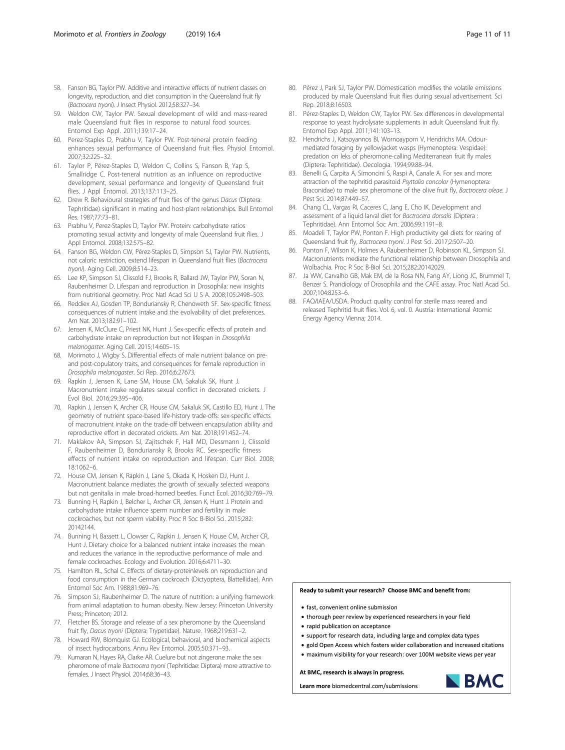58. Fanson BG, Taylor PW. Additive and interactive effects of nutrient classes on longevity, reproduction, and diet consumption in the Queensland fruit fly (*Bactrocera tryoni*). J Insect Physiol. 2012;58:327–34.
59. Weldon CW, Taylor PW. Sexual development of wild and mass-reared male Queensland fruit flies in response to natural food sources. Entomol Exp Appl. 2011;139:17–24.
60. Perez-Staples D, Prabhu V, Taylor PW. Post-teneral protein feeding enhances sexual performance of Queensland fruit flies. Physiol Entomol. 2007;32:225–32.
61. Taylor P, Pérez-Staples D, Weldon C, Collins S, Fanson B, Yap S, Smallridge C. Post-teneral nutrition as an influence on reproductive development, sexual performance and longevity of Queensland fruit flies. J Appl Entomol. 2013;137:113–25.
62. Drew R. Behavioural strategies of fruit flies of the genus *Dacus* (Diptera: Tephritidae) significant in mating and host-plant relationships. Bull Entomol Res. 1987;77:73–81.
63. Prabhu V, Perez-Staples D, Taylor PW. Protein: carbohydrate ratios promoting sexual activity and longevity of male Queensland fruit flies. J Appl Entomol. 2008;132:575–82.
64. Fanson BG, Weldon CW, Pérez-Staples D, Simpson SJ, Taylor PW. Nutrients, not caloric restriction, extend lifespan in Queensland fruit flies (*Bactrocera tryoni*). Aging Cell. 2009;8:514–23.
65. Lee KP, Simpson SJ, Clissold FJ, Brooks R, Ballard JW, Taylor PW, Soran N, Raubenheimer D. Lifespan and reproduction in Drosophila: new insights from nutritional geometry. Proc Natl Acad Sci U S A. 2008;105:2498–503.
66. Reddiex AJ, Gosden TP, Bonduriansky R, Chenoweth SF. Sex-specific fitness consequences of nutrient intake and the evolvability of diet preferences. Am Nat. 2013;182:91–102.
67. Jensen K, McClure C, Priest NK, Hunt J. Sex-specific effects of protein and carbohydrate intake on reproduction but not lifespan in *Drosophila melanogaster*. Aging Cell. 2015;14:605–15.
68. Morimoto J, Wigby S. Differential effects of male nutrient balance on pre- and post-copulatory traits, and consequences for female reproduction in *Drosophila melanogaster*. Sci Rep. 2016;6:27673.
69. Rapkin J, Jensen K, Lane SM, House CM, Sakaluk SK, Hunt J. Macronutrient intake regulates sexual conflict in decorated crickets. J Evol Biol. 2016;29:395–406.
70. Rapkin J, Jensen K, Archer CR, House CM, Sakaluk SK, Castillo ED, Hunt J. The geometry of nutrient space-based life-history trade-offs: sex-specific effects of macronutrient intake on the trade-off between encapsulation ability and reproductive effort in decorated crickets. Am Nat. 2018;191:452–74.
71. Maklakov AA, Simpson SJ, Zajitschek F, Hall MD, Dessmann J, Clissold F, Raubenheimer D, Bonduriansky R, Brooks RC. Sex-specific fitness effects of nutrient intake on reproduction and lifespan. Curr Biol. 2008; 18:1062–6.
72. House CM, Jensen K, Rapkin J, Lane S, Okada K, Hosken DJ, Hunt J. Macronutrient balance mediates the growth of sexually selected weapons but not genitalia in male broad-horned beetles. Funct Ecol. 2016;30:769–79.
73. Bunning H, Rapkin J, Belcher L, Archer CR, Jensen K, Hunt J. Protein and carbohydrate intake influence sperm number and fertility in male cockroaches, but not sperm viability. Proc R Soc B-Biol Sci. 2015;282: 20142144.
74. Bunning H, Bassett L, Clowser C, Rapkin J, Jensen K, House CM, Archer CR, Hunt J. Dietary choice for a balanced nutrient intake increases the mean and reduces the variance in the reproductive performance of male and female cockroaches. Ecology and Evolution. 2016;6:4711–30.
75. Hamilton RL, Schal C. Effects of dietary-proteinlevels on reproduction and food consumption in the German cockroach (Dictyoptera, Blattellidae). Ann Entomol Soc Am. 1988;81:969–76.
76. Simpson SJ, Raubenheimer D. The nature of nutrition: a unifying framework from animal adaptation to human obesity. New Jersey: Princeton University Press; Princeton; 2012.
77. Fletcher BS. Storage and release of a sex pheromone by the Queensland fruit fly, *Dacus tryoni* (Diptera: Trypetidae). Nature. 1968;219:631–2.
78. Howard RW, Blomquist GJ. Ecological, behavioral, and biochemical aspects of insect hydrocarbons. Annu Rev Entomol. 2005;50:371–93.
79. Kumaran N, Hayes RA, Clarke AR. Cuelure but not zingerone make the sex pheromone of male *Bactrocera tryoni* (Tephritidae: Diptera) more attractive to females. J Insect Physiol. 2014;68:36–43.
80. Pérez J, Park SJ, Taylor PW. Domestication modifies the volatile emissions produced by male Queensland fruit flies during sexual advertisement. Sci Rep. 2018;8:16503.
81. Pérez-Staples D, Weldon CW, Taylor PW. Sex differences in developmental response to yeast hydrolysate supplements in adult Queensland fruit fly. Entomol Exp Appl. 2011;141:103–13.
82. Hendrichs J, Katsoyannos BI, Wornoayporn V, Hendrichs MA. Odour-mediated foraging by yellowjacket wasps (Hymenoptera: Vespidae): predation on leks of pheromone-calling Mediterranean fruit fly males (Diptera: Tephritidae). Oecologia. 1994;99:88–94.
83. Benelli G, Carpita A, Simoncini S, Raspi A, Canale A. For sex and more: attraction of the tephritid parasitoid *Psyttalia concolor* (Hymenoptera: Braconidae) to male sex pheromone of the olive fruit fly, *Bactrocera oleae*. J Pest Sci. 2014;87:449–57.
84. Chang CL, Vargas RI, Caceres C, Jang E, Cho IK. Development and assessment of a liquid larval diet for *Bactrocera dorsalis* (Diptera : Tephritidae). Ann Entomol Soc Am. 2006;99:1191–8.
85. Moadeli T, Taylor PW, Ponton F. High productivity gel diets for rearing of Queensland fruit fly, *Bactrocera tryoni*. J Pest Sci. 2017;2:507–20.
86. Ponton F, Wilson K, Holmes A, Raubenheimer D, Robinson KL, Simpson SJ. Macronutrients mediate the functional relationship between Drosophila and Wolbachia. Proc R Soc B-Biol Sci. 2015;282:20142029.
87. Ja WW, Carvalho GB, Mak EM, de la Rosa NN, Fang AY, Liong JC, Brummel T, Benzer S. Prandiology of Drosophila and the CAFE assay. Proc Natl Acad Sci. 2007;104:8253–6.
88. FAO/IAEA/USDA. Product quality control for sterile mass reared and released Tephritid fruit flies. Vol. 6, vol. 0. Austria: International Atomic Energy Agency Vienna; 2014.